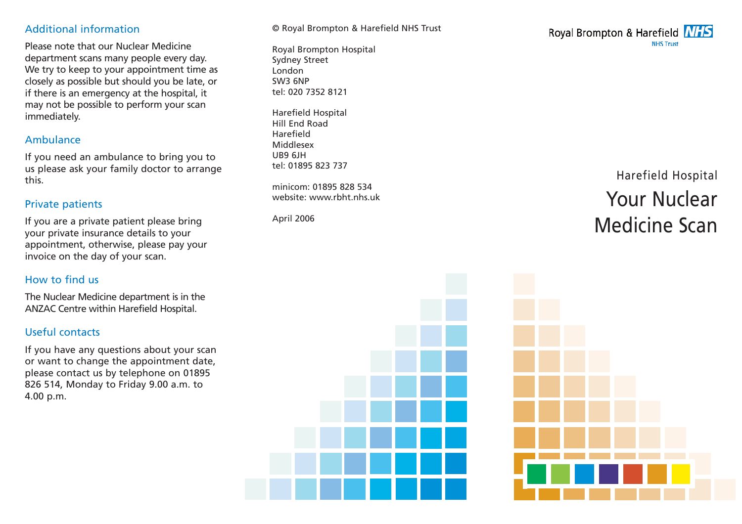## Additional information

Please note that our Nuclear Medicine department scans many people every day. We try to keep to your appointment time as closely as possible but should you be late, or if there is an emergency at the hospital, it may not be possible to perform your scan immediately.

## Ambulance

If you need an ambulance to bring you to us please ask your family doctor to arrange this.

## Private patients

If you are a private patient please bring your private insurance details to your appointment, otherwise, please pay your invoice on the day of your scan.

## How to find us

The Nuclear Medicine department is in the ANZAC Centre within Harefield Hospital.

## Useful contacts

If you have any questions about your scan or want to change the appointment date, please contact us by telephone on 01895 826 514, Monday to Friday 9.00 a.m. to 4.00 p.m.

© Royal Brompton & Harefield NHS Trust

Royal Brompton Hospital
Sydney Street
London
SW3 6NP
tel: 020 7352 8121

Harefield Hospital
Hill End Road
Harefield
Middlesex
UB9 6JH
tel: 01895 823 737

minicom: 01895 828 534
website: www.rbht.nhs.uk

April 2006

Royal Brompton & Harefield NHS Trust

Harefield Hospital

# Your Nuclear Medicine Scan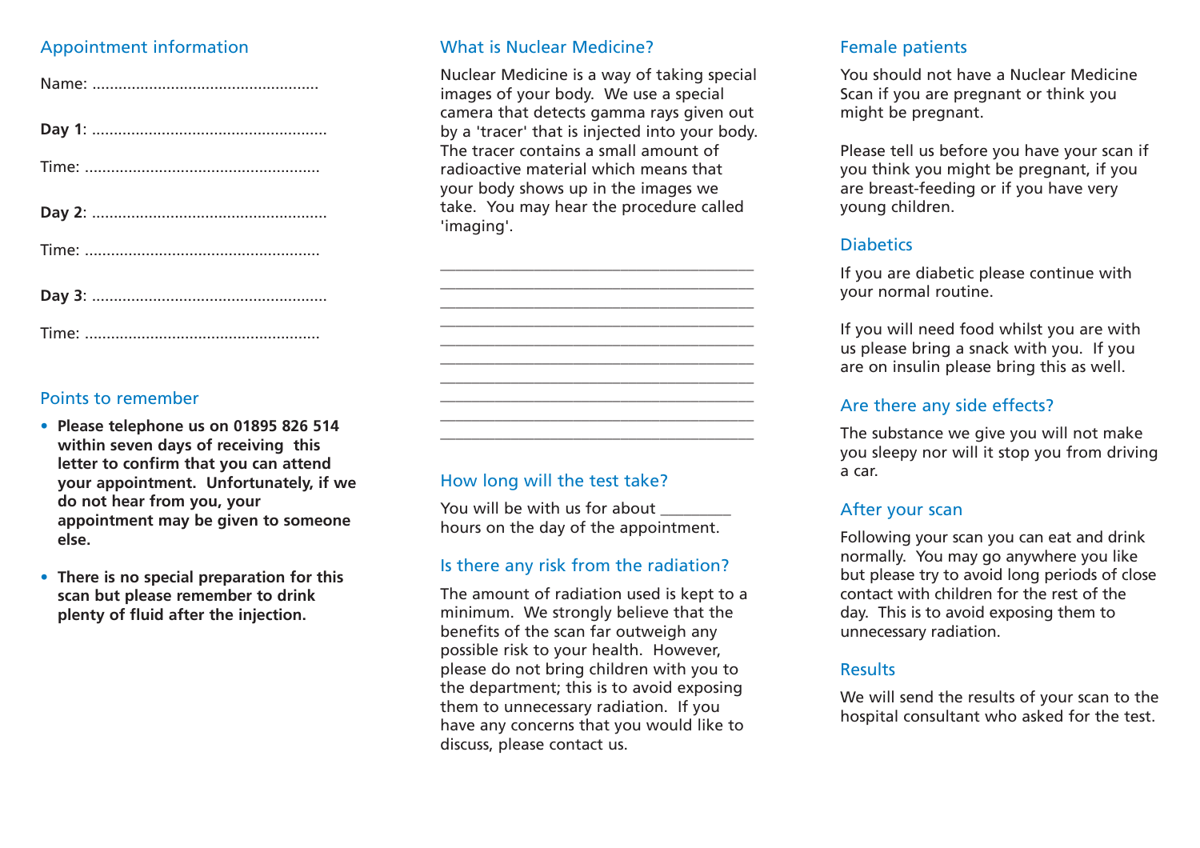## Appointment information

Name: ....................................................

**Day 1**: ......................................................

Time: ......................................................

**Day 2**: ......................................................

Time: ......................................................

**Day 3**: ......................................................

Time: ......................................................

## Points to remember

- **Please telephone us on 01895 826 514 within seven days of receiving this letter to confirm that you can attend your appointment. Unfortunately, if we do not hear from you, your appointment may be given to someone else.**
- **There is no special preparation for this scan but please remember to drink plenty of fluid after the injection.**

## What is Nuclear Medicine?

Nuclear Medicine is a way of taking special images of your body. We use a special camera that detects gamma rays given out by a 'tracer' that is injected into your body. The tracer contains a small amount of radioactive material which means that your body shows up in the images we take. You may hear the procedure called 'imaging'.

________________________________________
________________________________________
________________________________________
________________________________________
________________________________________
________________________________________
________________________________________
________________________________________
________________________________________
________________________________________

## How long will the test take?

You will be with us for about _________ hours on the day of the appointment.

## Is there any risk from the radiation?

The amount of radiation used is kept to a minimum. We strongly believe that the benefits of the scan far outweigh any possible risk to your health. However, please do not bring children with you to the department; this is to avoid exposing them to unnecessary radiation. If you have any concerns that you would like to discuss, please contact us.

## Female patients

You should not have a Nuclear Medicine Scan if you are pregnant or think you might be pregnant.

Please tell us before you have your scan if you think you might be pregnant, if you are breast-feeding or if you have very young children.

## Diabetics

If you are diabetic please continue with your normal routine.

If you will need food whilst you are with us please bring a snack with you. If you are on insulin please bring this as well.

## Are there any side effects?

The substance we give you will not make you sleepy nor will it stop you from driving a car.

## After your scan

Following your scan you can eat and drink normally. You may go anywhere you like but please try to avoid long periods of close contact with children for the rest of the day. This is to avoid exposing them to unnecessary radiation.

## Results

We will send the results of your scan to the hospital consultant who asked for the test.